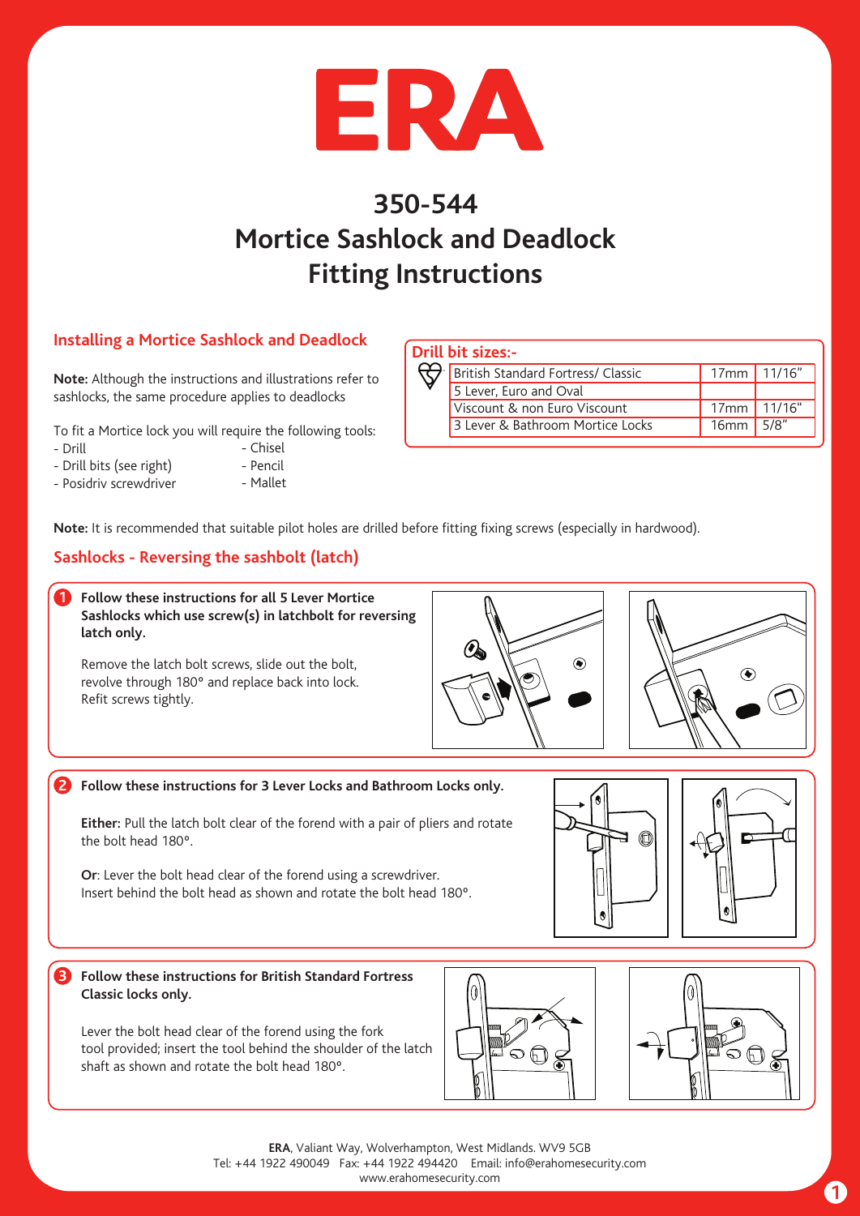# ERA

# 350-544
# Mortice Sashlock and Deadlock
# Fitting Instructions

## Installing a Mortice Sashlock and Deadlock

**Note:** Although the instructions and illustrations refer to sashlocks, the same procedure applies to deadlocks

To fit a Mortice lock you will require the following tools:

- Drill
- Drill bits (see right)
- Posidriv screwdriver
- Chisel
- Pencil
- Mallet

**Drill bit sizes:-**

| | | |
|---|---|---|
| British Standard Fortress/ Classic | 17mm | 11/16" |
| 5 Lever, Euro and Oval | | |
| Viscount & non Euro Viscount | 17mm | 11/16" |
| 3 Lever & Bathroom Mortice Locks | 16mm | 5/8" |

**Note:** It is recommended that suitable pilot holes are drilled before fitting fixing screws (especially in hardwood).

## Sashlocks - Reversing the sashbolt (latch)

**1 Follow these instructions for all 5 Lever Mortice Sashlocks which use screw(s) in latchbolt for reversing latch only.**

Remove the latch bolt screws, slide out the bolt, revolve through 180° and replace back into lock. Refit screws tightly.

**2 Follow these instructions for 3 Lever Locks and Bathroom Locks only.**

**Either:** Pull the latch bolt clear of the forend with a pair of pliers and rotate the bolt head 180°.

**Or**: Lever the bolt head clear of the forend using a screwdriver. Insert behind the bolt head as shown and rotate the bolt head 180°.

**3 Follow these instructions for British Standard Fortress Classic locks only.**

Lever the bolt head clear of the forend using the fork tool provided; insert the tool behind the shoulder of the latch shaft as shown and rotate the bolt head 180°.

**ERA**, Valiant Way, Wolverhampton, West Midlands. WV9 5GB
Tel: +44 1922 490049 Fax: +44 1922 494420 Email: info@erahomesecurity.com
www.erahomesecurity.com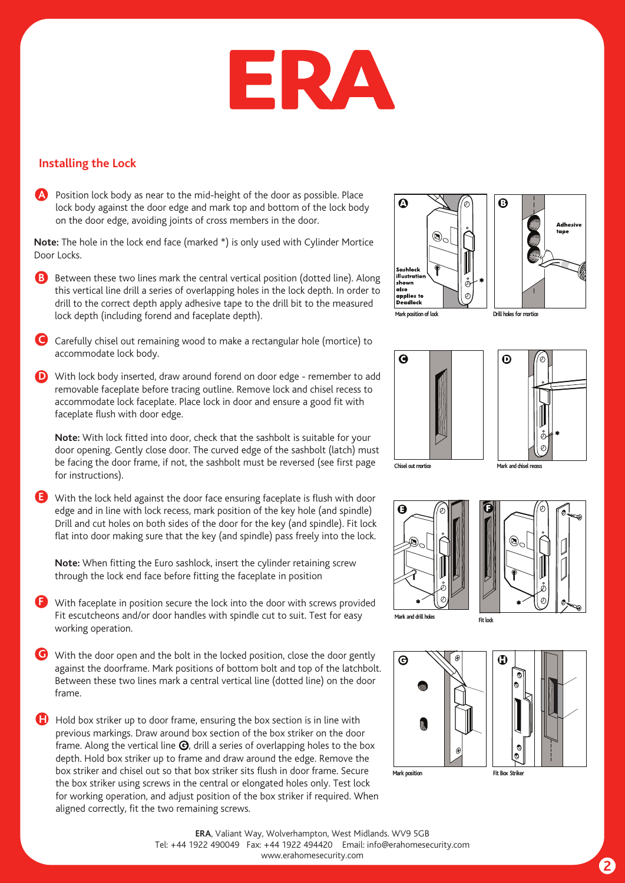# ERA

## Installing the Lock

**A** Position lock body as near to the mid-height of the door as possible. Place lock body against the door edge and mark top and bottom of the lock body on the door edge, avoiding joints of cross members in the door.

**Note:** The hole in the lock end face (marked *) is only used with Cylinder Mortice Door Locks.

**B** Between these two lines mark the central vertical position (dotted line). Along this vertical line drill a series of overlapping holes in the lock depth. In order to drill to the correct depth apply adhesive tape to the drill bit to the measured lock depth (including forend and faceplate depth).

**C** Carefully chisel out remaining wood to make a rectangular hole (mortice) to accommodate lock body.

**D** With lock body inserted, draw around forend on door edge - remember to add removable faceplate before tracing outline. Remove lock and chisel recess to accommodate lock faceplate. Place lock in door and ensure a good fit with faceplate flush with door edge.

**Note:** With lock fitted into door, check that the sashbolt is suitable for your door opening. Gently close door. The curved edge of the sashbolt (latch) must be facing the door frame, if not, the sashbolt must be reversed (see first page for instructions).

**E** With the lock held against the door face ensuring faceplate is flush with door edge and in line with lock recess, mark position of the key hole (and spindle) Drill and cut holes on both sides of the door for the key (and spindle). Fit lock flat into door making sure that the key (and spindle) pass freely into the lock.

**Note:** When fitting the Euro sashlock, insert the cylinder retaining screw through the lock end face before fitting the faceplate in position

**F** With faceplate in position secure the lock into the door with screws provided Fit escutcheons and/or door handles with spindle cut to suit. Test for easy working operation.

**G** With the door open and the bolt in the locked position, close the door gently against the doorframe. Mark positions of bottom bolt and top of the latchbolt. Between these two lines mark a central vertical line (dotted line) on the door frame.

**H** Hold box striker up to door frame, ensuring the box section is in line with previous markings. Draw around box section of the box striker on the door frame. Along the vertical line **G**, drill a series of overlapping holes to the box depth. Hold box striker up to frame and draw around the edge. Remove the box striker and chisel out so that box striker sits flush in door frame. Secure the box striker using screws in the central or elongated holes only. Test lock for working operation, and adjust position of the box striker if required. When aligned correctly, fit the two remaining screws.

A — Sashlock illustration shown also applies to Deadlock

Mark position of lock

B — Adhesive tape

Drill holes for mortice

C — Chisel out mortice

D — Mark and chisel recess

E — Mark and drill holes

F — Fit lock

G — Mark position

H — Fit Box Striker

**ERA**, Valiant Way, Wolverhampton, West Midlands. WV9 5GB
Tel: +44 1922 490049 Fax: +44 1922 494420 Email: info@erahomesecurity.com
www.erahomesecurity.com